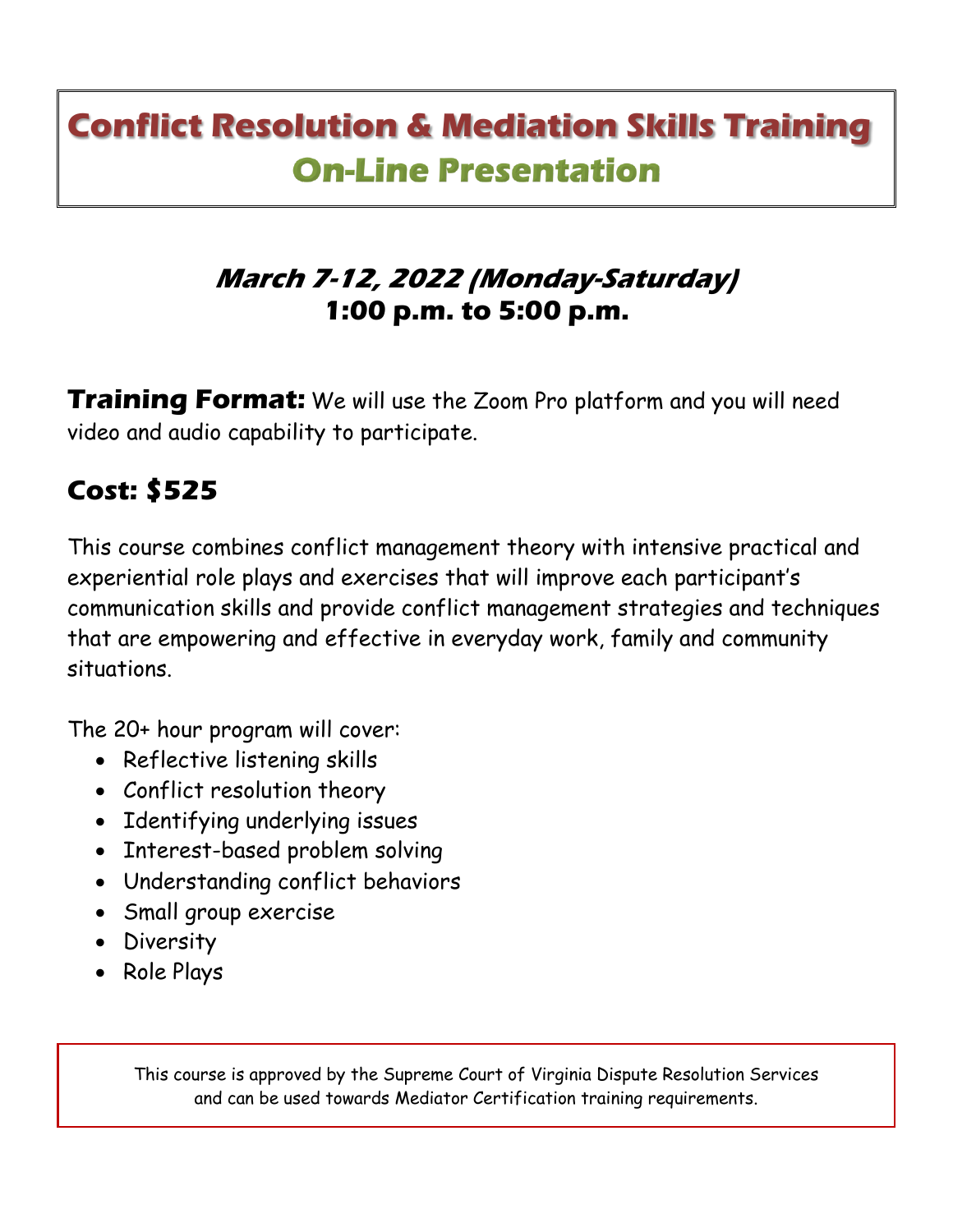# Conflict Resolution & Mediation Skills Training

## On-Line Presentation

### *March 7-12, 2022 (Monday-Saturday)*
### 1:00 p.m. to 5:00 p.m.

**Training Format:** We will use the Zoom Pro platform and you will need video and audio capability to participate.

## Cost: $525

This course combines conflict management theory with intensive practical and experiential role plays and exercises that will improve each participant's communication skills and provide conflict management strategies and techniques that are empowering and effective in everyday work, family and community situations.

The 20+ hour program will cover:

- Reflective listening skills
- Conflict resolution theory
- Identifying underlying issues
- Interest-based problem solving
- Understanding conflict behaviors
- Small group exercise
- Diversity
- Role Plays

This course is approved by the Supreme Court of Virginia Dispute Resolution Services and can be used towards Mediator Certification training requirements.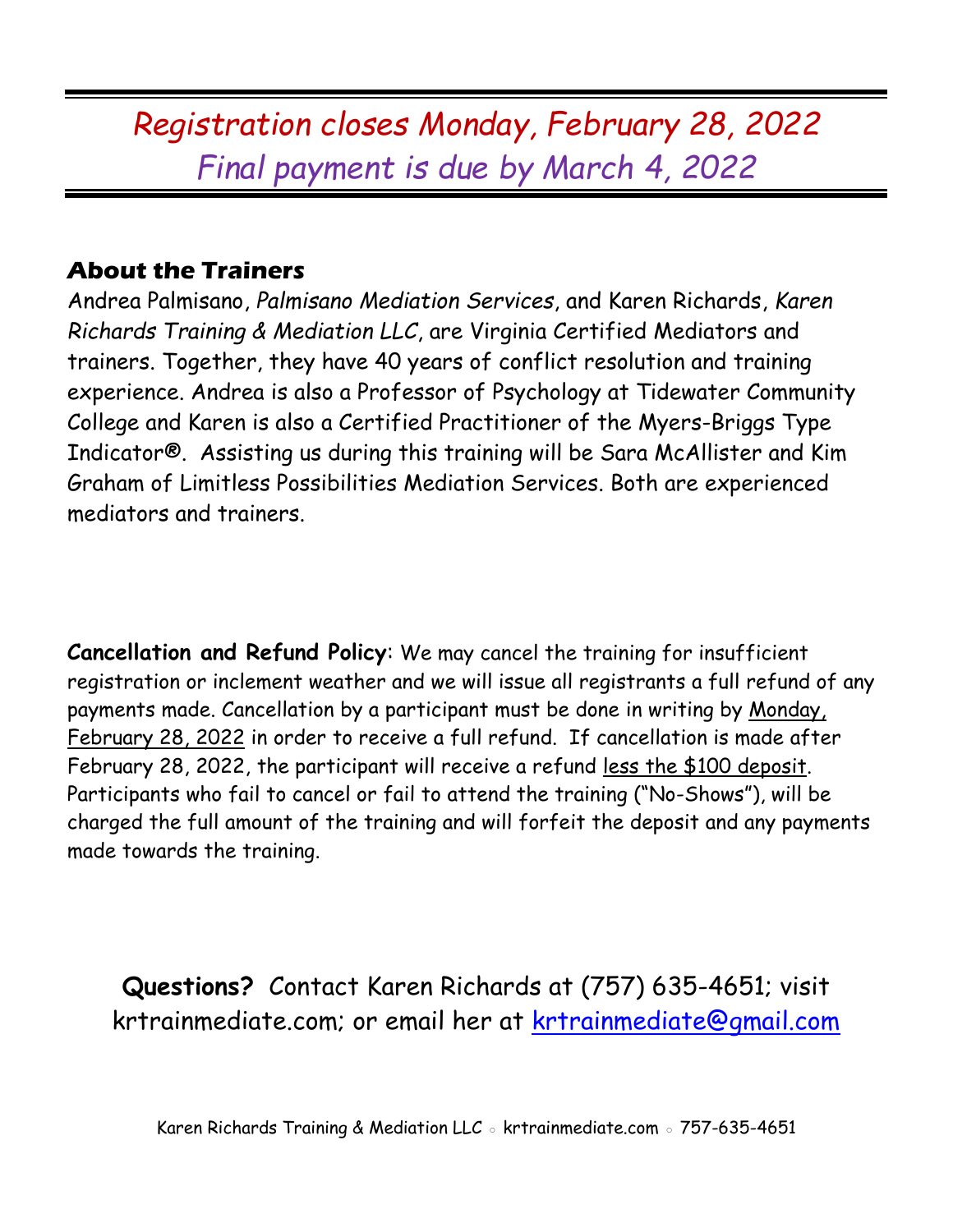*Registration closes Monday, February 28, 2022*

*Final payment is due by March 4, 2022*

## About the Trainers

Andrea Palmisano, *Palmisano Mediation Services*, and Karen Richards, *Karen Richards Training & Mediation LLC*, are Virginia Certified Mediators and trainers. Together, they have 40 years of conflict resolution and training experience. Andrea is also a Professor of Psychology at Tidewater Community College and Karen is also a Certified Practitioner of the Myers-Briggs Type Indicator®. Assisting us during this training will be Sara McAllister and Kim Graham of Limitless Possibilities Mediation Services. Both are experienced mediators and trainers.

**Cancellation and Refund Policy**: We may cancel the training for insufficient registration or inclement weather and we will issue all registrants a full refund of any payments made. Cancellation by a participant must be done in writing by Monday, February 28, 2022 in order to receive a full refund. If cancellation is made after February 28, 2022, the participant will receive a refund less the $100 deposit. Participants who fail to cancel or fail to attend the training ("No-Shows"), will be charged the full amount of the training and will forfeit the deposit and any payments made towards the training.

**Questions?** Contact Karen Richards at (757) 635-4651; visit krtrainmediate.com; or email her at krtrainmediate@gmail.com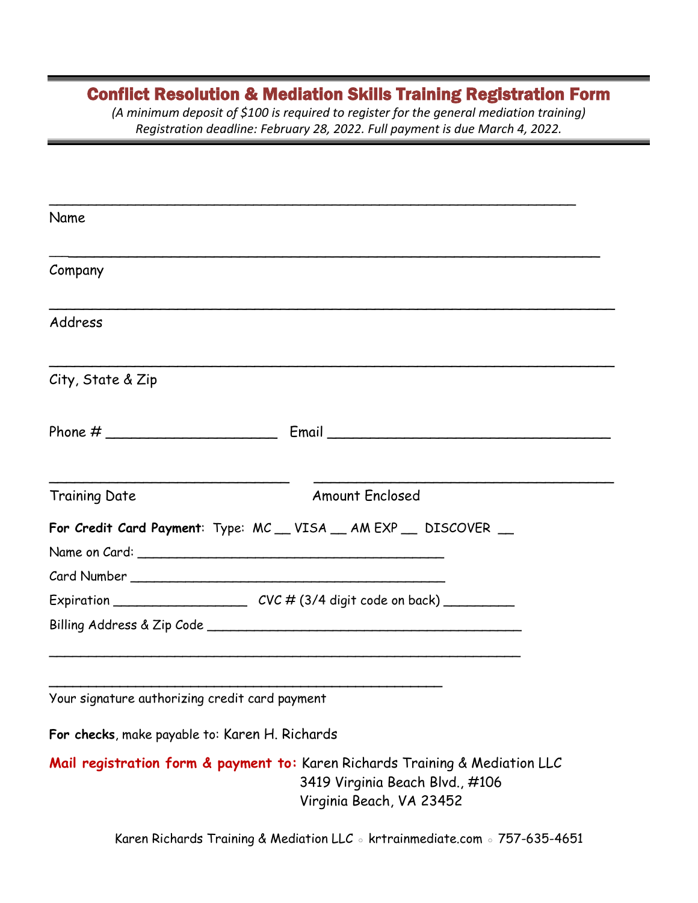# Conflict Resolution & Mediation Skills Training Registration Form

*(A minimum deposit of $100 is required to register for the general mediation training)*
*Registration deadline: February 28, 2022. Full payment is due March 4, 2022.*

_______________________________________________________________

Name

_______________________________________________________________

Company

_______________________________________________________________

Address

_______________________________________________________________

City, State & Zip

Phone # ____________________ Email ________________________________

_____________________________ ___________________________________

Training Date Amount Enclosed

**For Credit Card Payment**: Type: MC __ VISA __ AM EXP __ DISCOVER __

Name on Card: ___________________________________

Card Number ____________________________________

Expiration ________________ CVC # (3/4 digit code on back) ________

Billing Address & Zip Code _____________________________________

_________________________________________________________

______________________________________________

Your signature authorizing credit card payment

**For checks**, make payable to: Karen H. Richards

**Mail registration form & payment to:** Karen Richards Training & Mediation LLC
3419 Virginia Beach Blvd., #106
Virginia Beach, VA 23452

Karen Richards Training & Mediation LLC ○ krtrainmediate.com ○ 757-635-4651